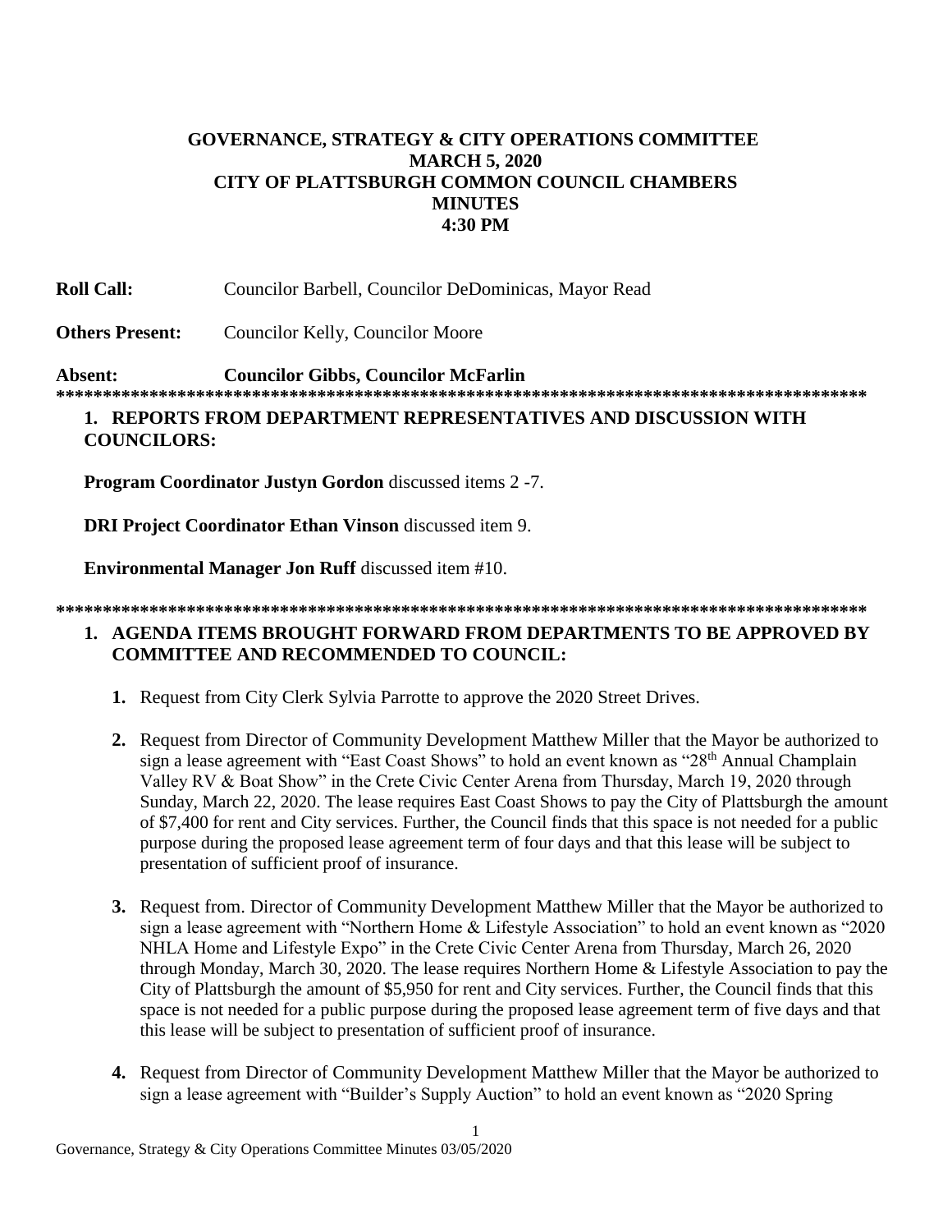# GOVERNANCE, STRATEGY & CITY OPERATIONS COMMITTEE
## MARCH 5, 2020
## CITY OF PLATTSBURGH COMMON COUNCIL CHAMBERS
## MINUTES
## 4:30 PM

**Roll Call:** Councilor Barbell, Councilor DeDominicas, Mayor Read

**Others Present:** Councilor Kelly, Councilor Moore

**Absent:** **Councilor Gibbs, Councilor McFarlin**

*************************************************************************************

1. **REPORTS FROM DEPARTMENT REPRESENTATIVES AND DISCUSSION WITH COUNCILORS:**

**Program Coordinator Justyn Gordon** discussed items 2 -7.

**DRI Project Coordinator Ethan Vinson** discussed item 9.

**Environmental Manager Jon Ruff** discussed item #10.

*************************************************************************************

1. **AGENDA ITEMS BROUGHT FORWARD FROM DEPARTMENTS TO BE APPROVED BY COMMITTEE AND RECOMMENDED TO COUNCIL:**

   1. Request from City Clerk Sylvia Parrotte to approve the 2020 Street Drives.

   2. Request from Director of Community Development Matthew Miller that the Mayor be authorized to sign a lease agreement with "East Coast Shows" to hold an event known as "28th Annual Champlain Valley RV & Boat Show" in the Crete Civic Center Arena from Thursday, March 19, 2020 through Sunday, March 22, 2020. The lease requires East Coast Shows to pay the City of Plattsburgh the amount of $7,400 for rent and City services. Further, the Council finds that this space is not needed for a public purpose during the proposed lease agreement term of four days and that this lease will be subject to presentation of sufficient proof of insurance.

   3. Request from. Director of Community Development Matthew Miller that the Mayor be authorized to sign a lease agreement with "Northern Home & Lifestyle Association" to hold an event known as "2020 NHLA Home and Lifestyle Expo" in the Crete Civic Center Arena from Thursday, March 26, 2020 through Monday, March 30, 2020. The lease requires Northern Home & Lifestyle Association to pay the City of Plattsburgh the amount of $5,950 for rent and City services. Further, the Council finds that this space is not needed for a public purpose during the proposed lease agreement term of five days and that this lease will be subject to presentation of sufficient proof of insurance.

   4. Request from Director of Community Development Matthew Miller that the Mayor be authorized to sign a lease agreement with "Builder's Supply Auction" to hold an event known as "2020 Spring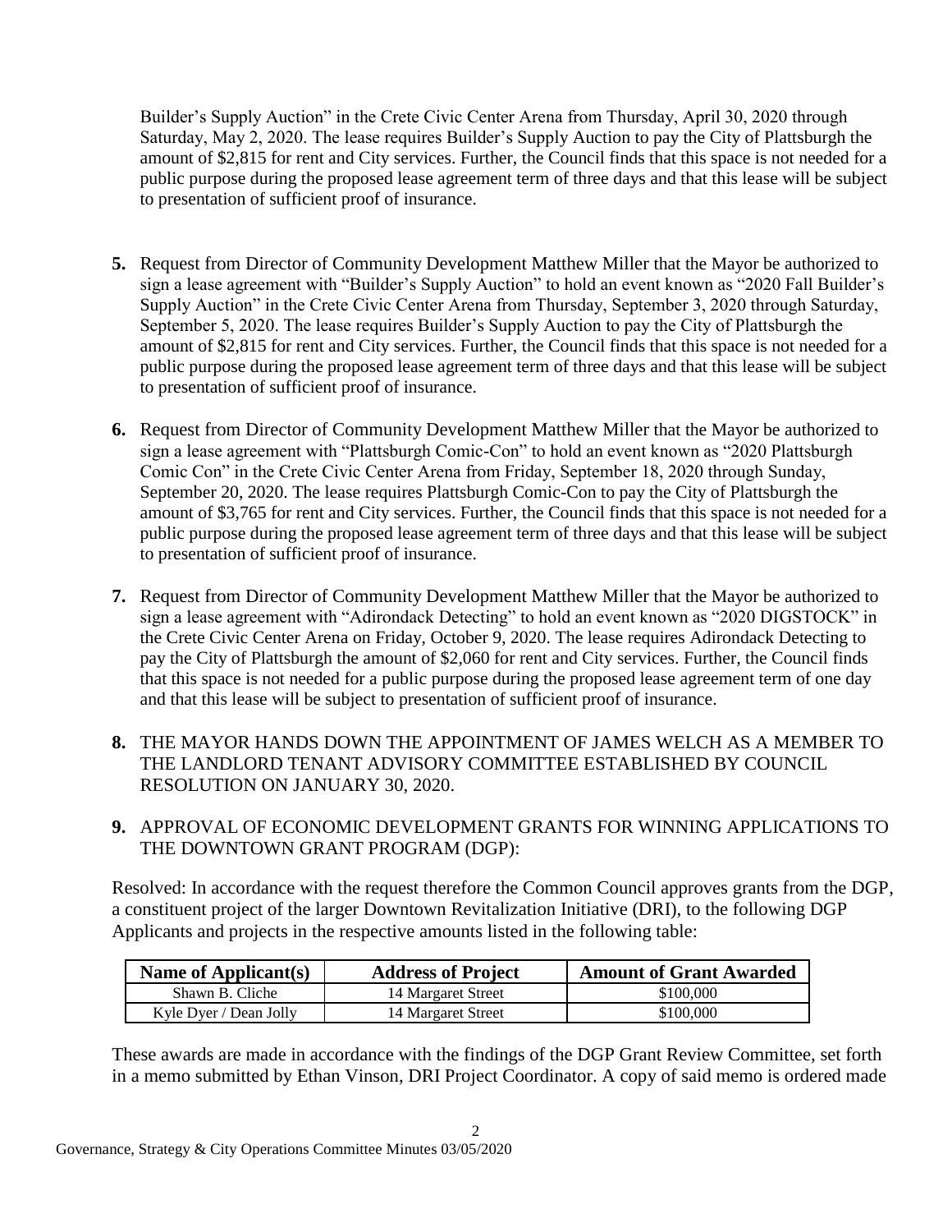Builder's Supply Auction" in the Crete Civic Center Arena from Thursday, April 30, 2020 through Saturday, May 2, 2020. The lease requires Builder's Supply Auction to pay the City of Plattsburgh the amount of $2,815 for rent and City services. Further, the Council finds that this space is not needed for a public purpose during the proposed lease agreement term of three days and that this lease will be subject to presentation of sufficient proof of insurance.

**5.** Request from Director of Community Development Matthew Miller that the Mayor be authorized to sign a lease agreement with "Builder's Supply Auction" to hold an event known as "2020 Fall Builder's Supply Auction" in the Crete Civic Center Arena from Thursday, September 3, 2020 through Saturday, September 5, 2020. The lease requires Builder's Supply Auction to pay the City of Plattsburgh the amount of $2,815 for rent and City services. Further, the Council finds that this space is not needed for a public purpose during the proposed lease agreement term of three days and that this lease will be subject to presentation of sufficient proof of insurance.

**6.** Request from Director of Community Development Matthew Miller that the Mayor be authorized to sign a lease agreement with "Plattsburgh Comic-Con" to hold an event known as "2020 Plattsburgh Comic Con" in the Crete Civic Center Arena from Friday, September 18, 2020 through Sunday, September 20, 2020. The lease requires Plattsburgh Comic-Con to pay the City of Plattsburgh the amount of $3,765 for rent and City services. Further, the Council finds that this space is not needed for a public purpose during the proposed lease agreement term of three days and that this lease will be subject to presentation of sufficient proof of insurance.

**7.** Request from Director of Community Development Matthew Miller that the Mayor be authorized to sign a lease agreement with "Adirondack Detecting" to hold an event known as "2020 DIGSTOCK" in the Crete Civic Center Arena on Friday, October 9, 2020. The lease requires Adirondack Detecting to pay the City of Plattsburgh the amount of $2,060 for rent and City services. Further, the Council finds that this space is not needed for a public purpose during the proposed lease agreement term of one day and that this lease will be subject to presentation of sufficient proof of insurance.

**8.** THE MAYOR HANDS DOWN THE APPOINTMENT OF JAMES WELCH AS A MEMBER TO THE LANDLORD TENANT ADVISORY COMMITTEE ESTABLISHED BY COUNCIL RESOLUTION ON JANUARY 30, 2020.

**9.** APPROVAL OF ECONOMIC DEVELOPMENT GRANTS FOR WINNING APPLICATIONS TO THE DOWNTOWN GRANT PROGRAM (DGP):

Resolved: In accordance with the request therefore the Common Council approves grants from the DGP, a constituent project of the larger Downtown Revitalization Initiative (DRI), to the following DGP Applicants and projects in the respective amounts listed in the following table:

| Name of Applicant(s) | Address of Project | Amount of Grant Awarded |
|---|---|---|
| Shawn B. Cliche | 14 Margaret Street | $100,000 |
| Kyle Dyer / Dean Jolly | 14 Margaret Street | $100,000 |

These awards are made in accordance with the findings of the DGP Grant Review Committee, set forth in a memo submitted by Ethan Vinson, DRI Project Coordinator. A copy of said memo is ordered made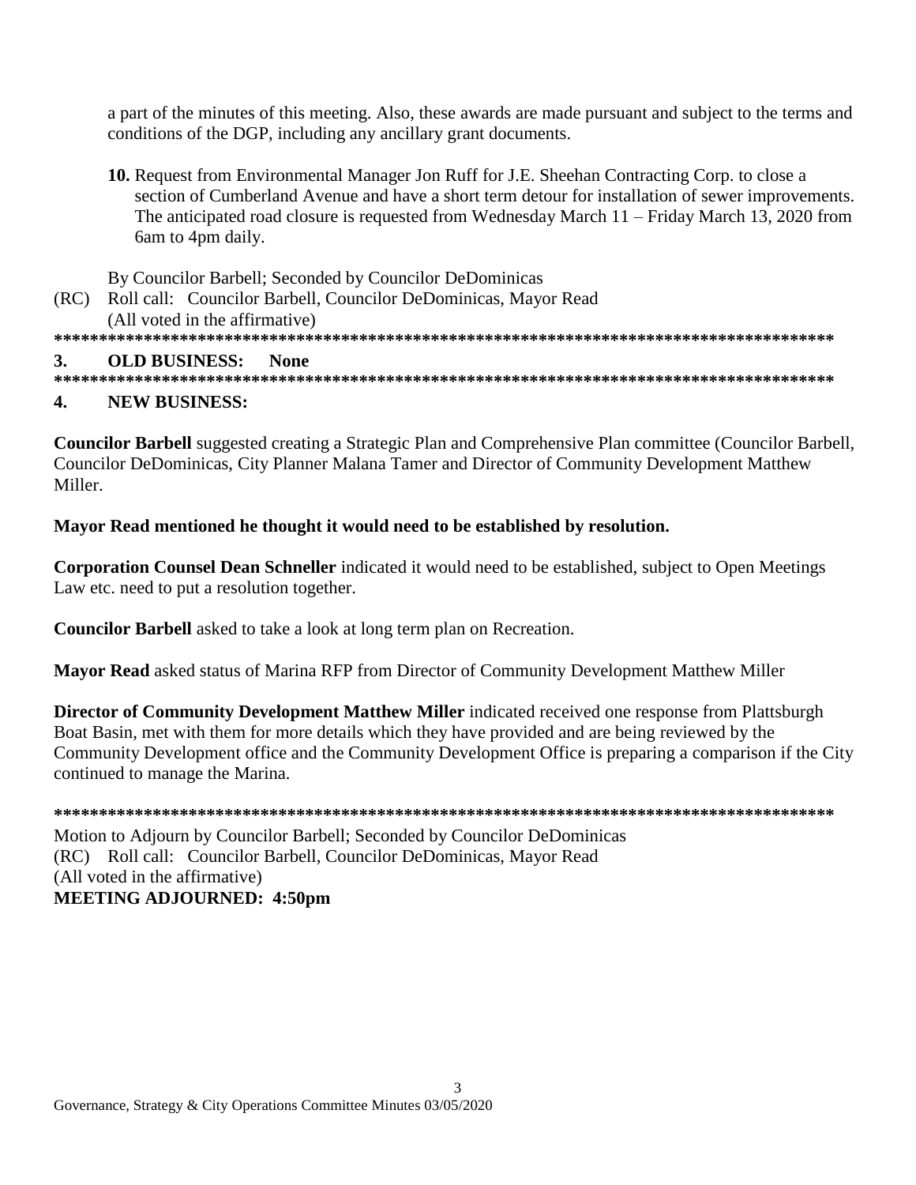a part of the minutes of this meeting. Also, these awards are made pursuant and subject to the terms and conditions of the DGP, including any ancillary grant documents.

**10.** Request from Environmental Manager Jon Ruff for J.E. Sheehan Contracting Corp. to close a section of Cumberland Avenue and have a short term detour for installation of sewer improvements. The anticipated road closure is requested from Wednesday March 11 – Friday March 13, 2020 from 6am to 4pm daily.

By Councilor Barbell; Seconded by Councilor DeDominicas
(RC) Roll call: Councilor Barbell, Councilor DeDominicas, Mayor Read
(All voted in the affirmative)

*******************************************************************************************

**3. OLD BUSINESS: None**

*******************************************************************************************

**4. NEW BUSINESS:**

**Councilor Barbell** suggested creating a Strategic Plan and Comprehensive Plan committee (Councilor Barbell, Councilor DeDominicas, City Planner Malana Tamer and Director of Community Development Matthew Miller.

**Mayor Read mentioned he thought it would need to be established by resolution.**

**Corporation Counsel Dean Schneller** indicated it would need to be established, subject to Open Meetings Law etc. need to put a resolution together.

**Councilor Barbell** asked to take a look at long term plan on Recreation.

**Mayor Read** asked status of Marina RFP from Director of Community Development Matthew Miller

**Director of Community Development Matthew Miller** indicated received one response from Plattsburgh Boat Basin, met with them for more details which they have provided and are being reviewed by the Community Development office and the Community Development Office is preparing a comparison if the City continued to manage the Marina.

*******************************************************************************************

Motion to Adjourn by Councilor Barbell; Seconded by Councilor DeDominicas
(RC) Roll call: Councilor Barbell, Councilor DeDominicas, Mayor Read
(All voted in the affirmative)

**MEETING ADJOURNED: 4:50pm**